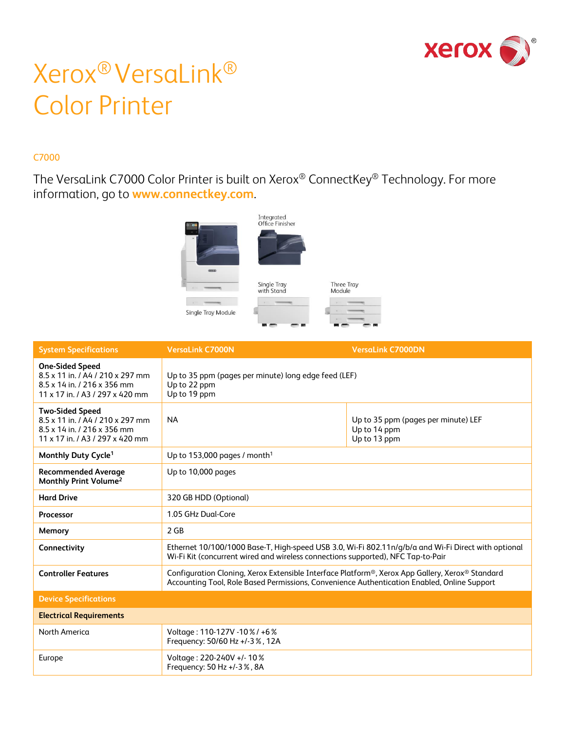# Xerox® VersaLink® Color Printer

## C7000

The VersaLink C7000 Color Printer is built on Xerox® ConnectKey® Technology. For more information, go to **www.connectkey.com**.

Integrated Office Finisher

Single Tray Module

Single Tray with Stand

Three Tray Module

| System Specifications | VersaLink C7000N | VersaLink C7000DN |
|---|---|---|
| **One-Sided Speed**<br>8.5 x 11 in. / A4 / 210 x 297 mm<br>8.5 x 14 in. / 216 x 356 mm<br>11 x 17 in. / A3 / 297 x 420 mm | Up to 35 ppm (pages per minute) long edge feed (LEF)<br>Up to 22 ppm<br>Up to 19 ppm | |
| **Two-Sided Speed**<br>8.5 x 11 in. / A4 / 210 x 297 mm<br>8.5 x 14 in. / 216 x 356 mm<br>11 x 17 in. / A3 / 297 x 420 mm | NA | Up to 35 ppm (pages per minute) LEF<br>Up to 14 ppm<br>Up to 13 ppm |
| **Monthly Duty Cycle**[1] | Up to 153,000 pages / month[1] | |
| **Recommended Average Monthly Print Volume**[2] | Up to 10,000 pages | |
| **Hard Drive** | 320 GB HDD (Optional) | |
| **Processor** | 1.05 GHz Dual-Core | |
| **Memory** | 2 GB | |
| **Connectivity** | Ethernet 10/100/1000 Base-T, High-speed USB 3.0, Wi-Fi 802.11n/g/b/a and Wi-Fi Direct with optional Wi-Fi Kit (concurrent wired and wireless connections supported), NFC Tap-to-Pair | |
| **Controller Features** | Configuration Cloning, Xerox Extensible Interface Platform®, Xerox App Gallery, Xerox® Standard Accounting Tool, Role Based Permissions, Convenience Authentication Enabled, Online Support | |
| **Device Specifications** | | |
| **Electrical Requirements** | | |
| North America | Voltage : 110-127V -10 % / +6 %<br>Frequency: 50/60 Hz +/-3 %, 12A | |
| Europe | Voltage : 220-240V +/- 10 %<br>Frequency: 50 Hz +/-3 %, 8A | |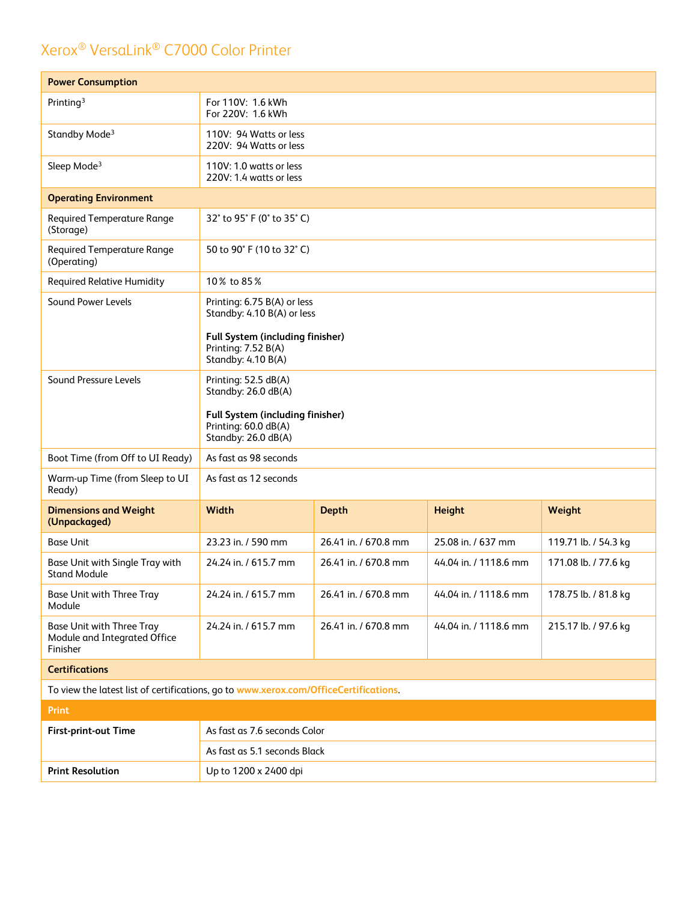# Xerox® VersaLink® C7000 Color Printer

| Power Consumption | | | | |
|---|---|---|---|---|
| Printing[3] | For 110V: 1.6 kWh<br>For 220V: 1.6 kWh | | | |
| Standby Mode[3] | 110V: 94 Watts or less<br>220V: 94 Watts or less | | | |
| Sleep Mode[3] | 110V: 1.0 watts or less<br>220V: 1.4 watts or less | | | |
| **Operating Environment** | | | | |
| Required Temperature Range (Storage) | 32° to 95° F (0° to 35° C) | | | |
| Required Temperature Range (Operating) | 50 to 90° F (10 to 32° C) | | | |
| Required Relative Humidity | 10% to 85% | | | |
| Sound Power Levels | Printing: 6.75 B(A) or less<br>Standby: 4.10 B(A) or less<br><br>**Full System (including finisher)**<br>Printing: 7.52 B(A)<br>Standby: 4.10 B(A) | | | |
| Sound Pressure Levels | Printing: 52.5 dB(A)<br>Standby: 26.0 dB(A)<br><br>**Full System (including finisher)**<br>Printing: 60.0 dB(A)<br>Standby: 26.0 dB(A) | | | |
| Boot Time (from Off to UI Ready) | As fast as 98 seconds | | | |
| Warm-up Time (from Sleep to UI Ready) | As fast as 12 seconds | | | |
| **Dimensions and Weight (Unpackaged)** | **Width** | **Depth** | **Height** | **Weight** |
| Base Unit | 23.23 in. / 590 mm | 26.41 in. / 670.8 mm | 25.08 in. / 637 mm | 119.71 lb. / 54.3 kg |
| Base Unit with Single Tray with Stand Module | 24.24 in. / 615.7 mm | 26.41 in. / 670.8 mm | 44.04 in. / 1118.6 mm | 171.08 lb. / 77.6 kg |
| Base Unit with Three Tray Module | 24.24 in. / 615.7 mm | 26.41 in. / 670.8 mm | 44.04 in. / 1118.6 mm | 178.75 lb. / 81.8 kg |
| Base Unit with Three Tray Module and Integrated Office Finisher | 24.24 in. / 615.7 mm | 26.41 in. / 670.8 mm | 44.04 in. / 1118.6 mm | 215.17 lb. / 97.6 kg |
| **Certifications** | | | | |
| To view the latest list of certifications, go to www.xerox.com/OfficeCertifications. | | | | |

| Print | |
|---|---|
| **First-print-out Time** | As fast as 7.6 seconds Color |
| | As fast as 5.1 seconds Black |
| **Print Resolution** | Up to 1200 x 2400 dpi |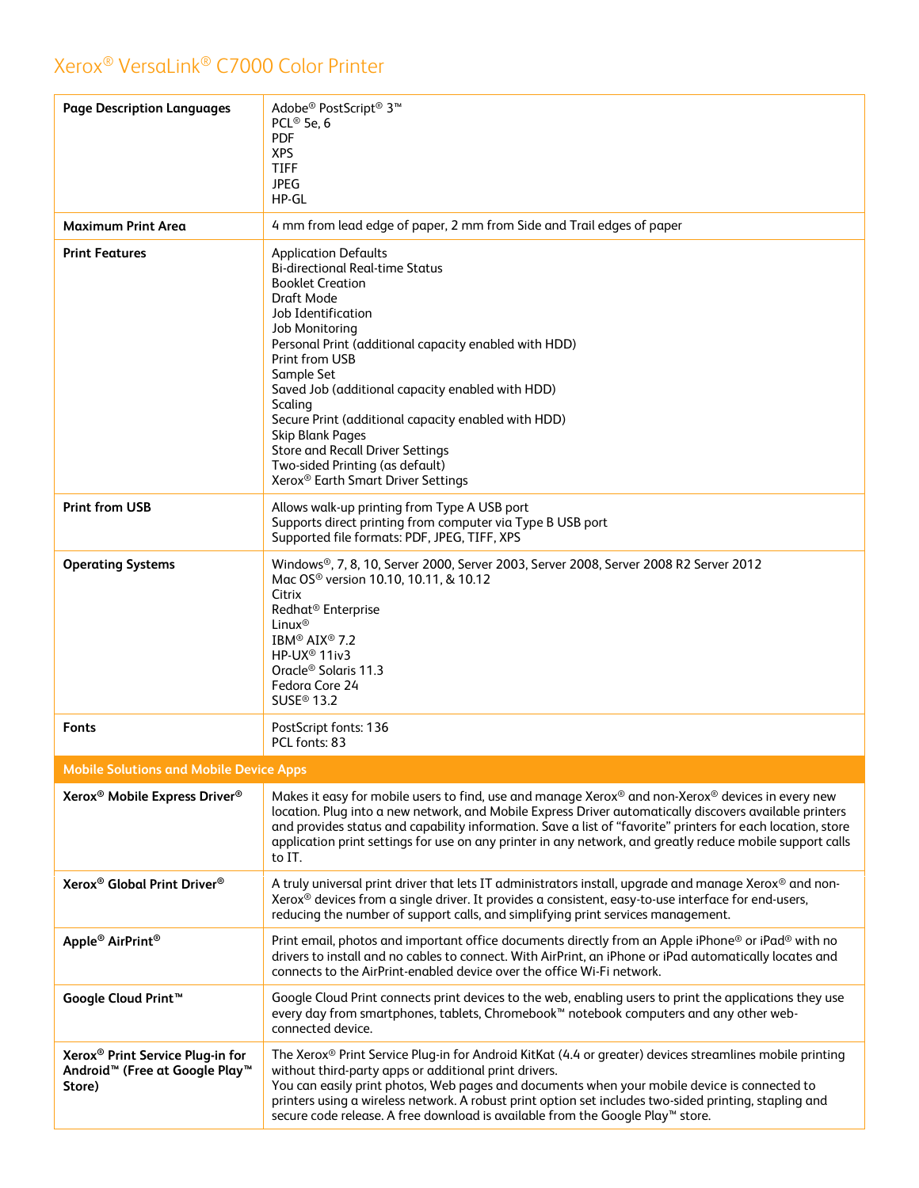# Xerox® VersaLink® C7000 Color Printer

| | |
|---|---|
| **Page Description Languages** | Adobe® PostScript® 3™<br>PCL® 5e, 6<br>PDF<br>XPS<br>TIFF<br>JPEG<br>HP-GL |
| **Maximum Print Area** | 4 mm from lead edge of paper, 2 mm from Side and Trail edges of paper |
| **Print Features** | Application Defaults<br>Bi-directional Real-time Status<br>Booklet Creation<br>Draft Mode<br>Job Identification<br>Job Monitoring<br>Personal Print (additional capacity enabled with HDD)<br>Print from USB<br>Sample Set<br>Saved Job (additional capacity enabled with HDD)<br>Scaling<br>Secure Print (additional capacity enabled with HDD)<br>Skip Blank Pages<br>Store and Recall Driver Settings<br>Two-sided Printing (as default)<br>Xerox® Earth Smart Driver Settings |
| **Print from USB** | Allows walk-up printing from Type A USB port<br>Supports direct printing from computer via Type B USB port<br>Supported file formats: PDF, JPEG, TIFF, XPS |
| **Operating Systems** | Windows®, 7, 8, 10, Server 2000, Server 2003, Server 2008, Server 2008 R2 Server 2012<br>Mac OS® version 10.10, 10.11, & 10.12<br>Citrix<br>Redhat® Enterprise<br>Linux®<br>IBM® AIX® 7.2<br>HP-UX® 11iv3<br>Oracle® Solaris 11.3<br>Fedora Core 24<br>SUSE® 13.2 |
| **Fonts** | PostScript fonts: 136<br>PCL fonts: 83 |
| **Mobile Solutions and Mobile Device Apps** | |
| **Xerox® Mobile Express Driver®** | Makes it easy for mobile users to find, use and manage Xerox® and non-Xerox® devices in every new location. Plug into a new network, and Mobile Express Driver automatically discovers available printers and provides status and capability information. Save a list of "favorite" printers for each location, store application print settings for use on any printer in any network, and greatly reduce mobile support calls to IT. |
| **Xerox® Global Print Driver®** | A truly universal print driver that lets IT administrators install, upgrade and manage Xerox® and non-Xerox® devices from a single driver. It provides a consistent, easy-to-use interface for end-users, reducing the number of support calls, and simplifying print services management. |
| **Apple® AirPrint®** | Print email, photos and important office documents directly from an Apple iPhone® or iPad® with no drivers to install and no cables to connect. With AirPrint, an iPhone or iPad automatically locates and connects to the AirPrint-enabled device over the office Wi-Fi network. |
| **Google Cloud Print™** | Google Cloud Print connects print devices to the web, enabling users to print the applications they use every day from smartphones, tablets, Chromebook™ notebook computers and any other web-connected device. |
| **Xerox® Print Service Plug-in for Android™ (Free at Google Play™ Store)** | The Xerox® Print Service Plug-in for Android KitKat (4.4 or greater) devices streamlines mobile printing without third-party apps or additional print drivers.<br>You can easily print photos, Web pages and documents when your mobile device is connected to printers using a wireless network. A robust print option set includes two-sided printing, stapling and secure code release. A free download is available from the Google Play™ store. |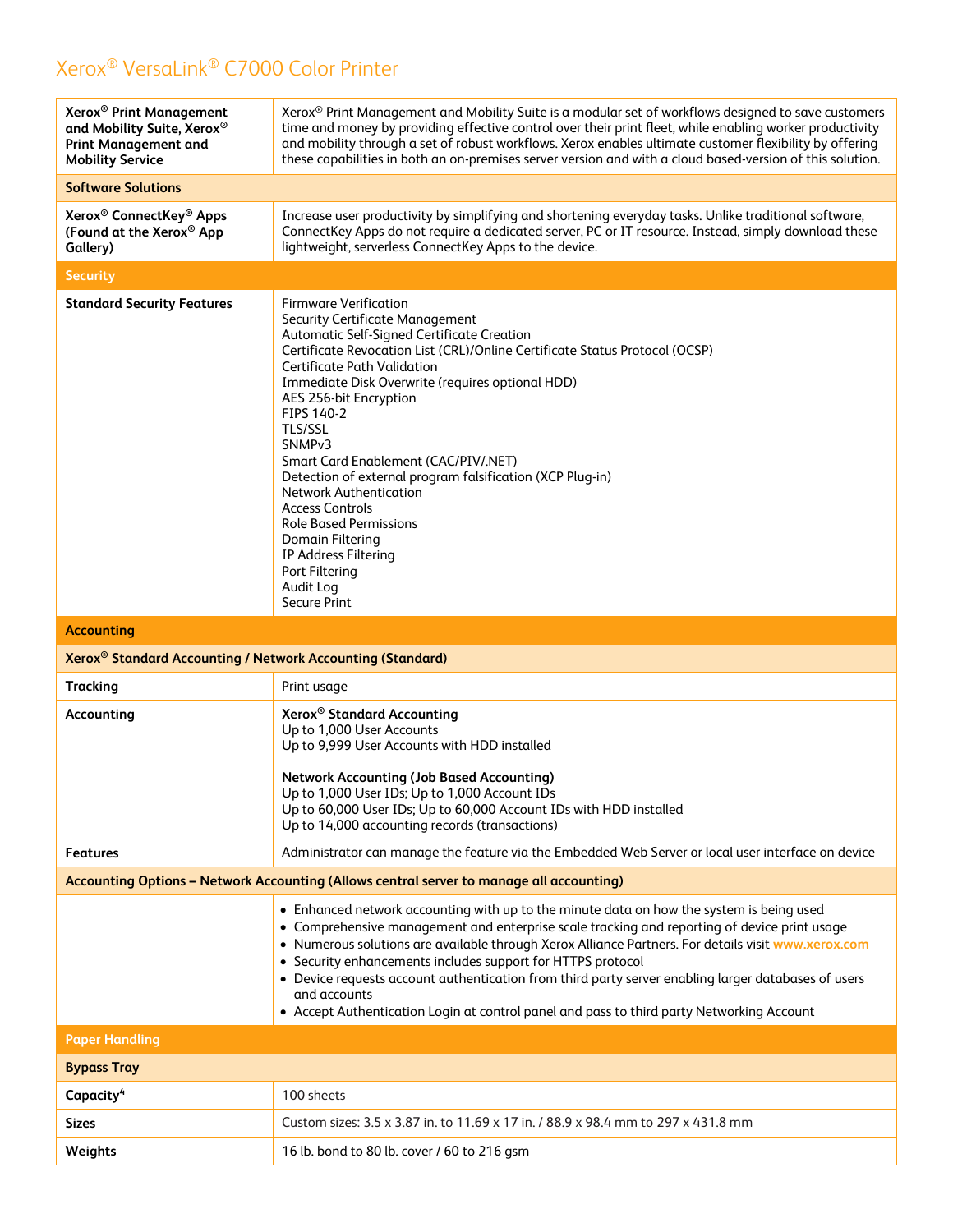# Xerox® VersaLink® C7000 Color Printer

| | |
|---|---|
| **Xerox® Print Management and Mobility Suite, Xerox® Print Management and Mobility Service** | Xerox® Print Management and Mobility Suite is a modular set of workflows designed to save customers time and money by providing effective control over their print fleet, while enabling worker productivity and mobility through a set of robust workflows. Xerox enables ultimate customer flexibility by offering these capabilities in both an on-premises server version and with a cloud based-version of this solution. |
| **Software Solutions** | |
| **Xerox® ConnectKey® Apps (Found at the Xerox® App Gallery)** | Increase user productivity by simplifying and shortening everyday tasks. Unlike traditional software, ConnectKey Apps do not require a dedicated server, PC or IT resource. Instead, simply download these lightweight, serverless ConnectKey Apps to the device. |
| **Security** | |
| **Standard Security Features** | Firmware Verification<br>Security Certificate Management<br>Automatic Self-Signed Certificate Creation<br>Certificate Revocation List (CRL)/Online Certificate Status Protocol (OCSP)<br>Certificate Path Validation<br>Immediate Disk Overwrite (requires optional HDD)<br>AES 256-bit Encryption<br>FIPS 140-2<br>TLS/SSL<br>SNMPv3<br>Smart Card Enablement (CAC/PIV/.NET)<br>Detection of external program falsification (XCP Plug-in)<br>Network Authentication<br>Access Controls<br>Role Based Permissions<br>Domain Filtering<br>IP Address Filtering<br>Port Filtering<br>Audit Log<br>Secure Print |
| **Accounting** | |
| **Xerox® Standard Accounting / Network Accounting (Standard)** | |
| **Tracking** | Print usage |
| **Accounting** | **Xerox® Standard Accounting**<br>Up to 1,000 User Accounts<br>Up to 9,999 User Accounts with HDD installed<br><br>**Network Accounting (Job Based Accounting)**<br>Up to 1,000 User IDs; Up to 1,000 Account IDs<br>Up to 60,000 User IDs; Up to 60,000 Account IDs with HDD installed<br>Up to 14,000 accounting records (transactions) |
| **Features** | Administrator can manage the feature via the Embedded Web Server or local user interface on device |
| **Accounting Options – Network Accounting (Allows central server to manage all accounting)** | |
| | • Enhanced network accounting with up to the minute data on how the system is being used<br>• Comprehensive management and enterprise scale tracking and reporting of device print usage<br>• Numerous solutions are available through Xerox Alliance Partners. For details visit www.xerox.com<br>• Security enhancements includes support for HTTPS protocol<br>• Device requests account authentication from third party server enabling larger databases of users and accounts<br>• Accept Authentication Login at control panel and pass to third party Networking Account |
| **Paper Handling** | |
| **Bypass Tray** | |
| **Capacity[4]** | 100 sheets |
| **Sizes** | Custom sizes: 3.5 x 3.87 in. to 11.69 x 17 in. / 88.9 x 98.4 mm to 297 x 431.8 mm |
| **Weights** | 16 lb. bond to 80 lb. cover / 60 to 216 gsm |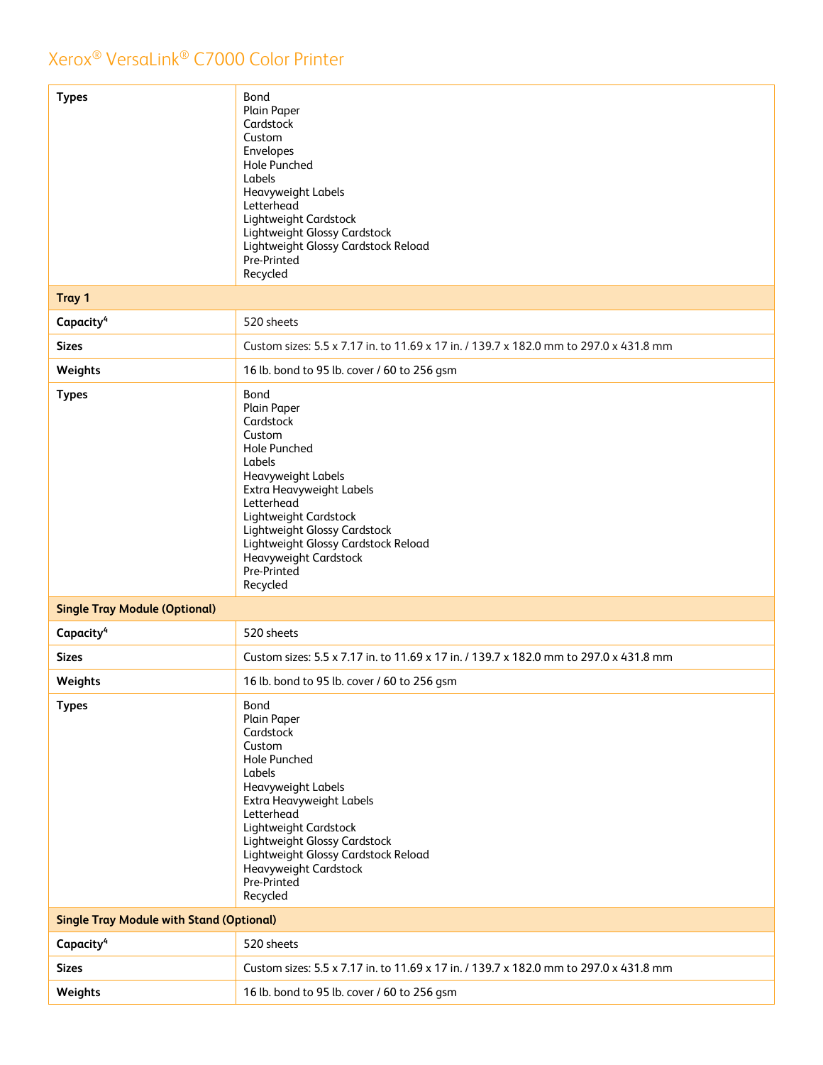| Types | Bond<br>Plain Paper<br>Cardstock<br>Custom<br>Envelopes<br>Hole Punched<br>Labels<br>Heavyweight Labels<br>Letterhead<br>Lightweight Cardstock<br>Lightweight Glossy Cardstock<br>Lightweight Glossy Cardstock Reload<br>Pre-Printed<br>Recycled |
|---|---|
| **Tray 1** | |
| Capacity[4] | 520 sheets |
| Sizes | Custom sizes: 5.5 x 7.17 in. to 11.69 x 17 in. / 139.7 x 182.0 mm to 297.0 x 431.8 mm |
| Weights | 16 lb. bond to 95 lb. cover / 60 to 256 gsm |
| Types | Bond<br>Plain Paper<br>Cardstock<br>Custom<br>Hole Punched<br>Labels<br>Heavyweight Labels<br>Extra Heavyweight Labels<br>Letterhead<br>Lightweight Cardstock<br>Lightweight Glossy Cardstock<br>Lightweight Glossy Cardstock Reload<br>Heavyweight Cardstock<br>Pre-Printed<br>Recycled |
| **Single Tray Module (Optional)** | |
| Capacity[4] | 520 sheets |
| Sizes | Custom sizes: 5.5 x 7.17 in. to 11.69 x 17 in. / 139.7 x 182.0 mm to 297.0 x 431.8 mm |
| Weights | 16 lb. bond to 95 lb. cover / 60 to 256 gsm |
| Types | Bond<br>Plain Paper<br>Cardstock<br>Custom<br>Hole Punched<br>Labels<br>Heavyweight Labels<br>Extra Heavyweight Labels<br>Letterhead<br>Lightweight Cardstock<br>Lightweight Glossy Cardstock<br>Lightweight Glossy Cardstock Reload<br>Heavyweight Cardstock<br>Pre-Printed<br>Recycled |
| **Single Tray Module with Stand (Optional)** | |
| Capacity[4] | 520 sheets |
| Sizes | Custom sizes: 5.5 x 7.17 in. to 11.69 x 17 in. / 139.7 x 182.0 mm to 297.0 x 431.8 mm |
| Weights | 16 lb. bond to 95 lb. cover / 60 to 256 gsm |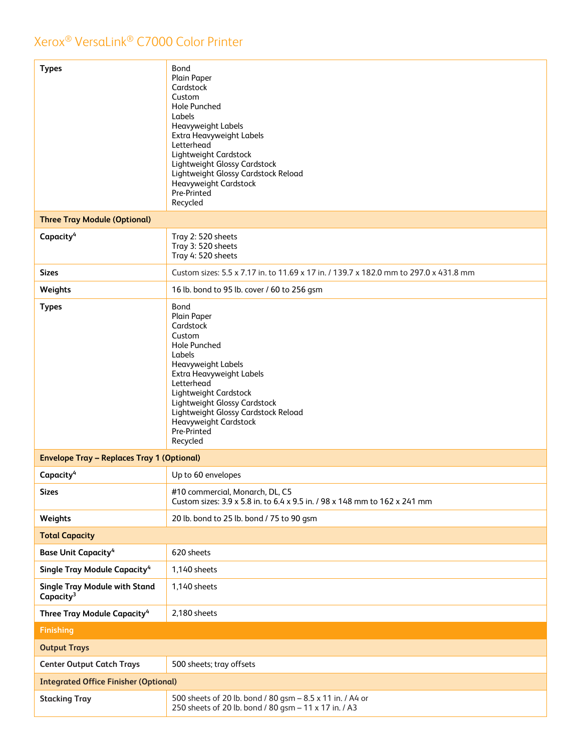| | |
|---|---|
| **Types** | Bond<br>Plain Paper<br>Cardstock<br>Custom<br>Hole Punched<br>Labels<br>Heavyweight Labels<br>Extra Heavyweight Labels<br>Letterhead<br>Lightweight Cardstock<br>Lightweight Glossy Cardstock<br>Lightweight Glossy Cardstock Reload<br>Heavyweight Cardstock<br>Pre-Printed<br>Recycled |
| **Three Tray Module (Optional)** | |
| **Capacity[4]** | Tray 2: 520 sheets<br>Tray 3: 520 sheets<br>Tray 4: 520 sheets |
| **Sizes** | Custom sizes: 5.5 x 7.17 in. to 11.69 x 17 in. / 139.7 x 182.0 mm to 297.0 x 431.8 mm |
| **Weights** | 16 lb. bond to 95 lb. cover / 60 to 256 gsm |
| **Types** | Bond<br>Plain Paper<br>Cardstock<br>Custom<br>Hole Punched<br>Labels<br>Heavyweight Labels<br>Extra Heavyweight Labels<br>Letterhead<br>Lightweight Cardstock<br>Lightweight Glossy Cardstock<br>Lightweight Glossy Cardstock Reload<br>Heavyweight Cardstock<br>Pre-Printed<br>Recycled |
| **Envelope Tray – Replaces Tray 1 (Optional)** | |
| **Capacity[4]** | Up to 60 envelopes |
| **Sizes** | #10 commercial, Monarch, DL, C5<br>Custom sizes: 3.9 x 5.8 in. to 6.4 x 9.5 in. / 98 x 148 mm to 162 x 241 mm |
| **Weights** | 20 lb. bond to 25 lb. bond / 75 to 90 gsm |
| **Total Capacity** | |
| **Base Unit Capacity[4]** | 620 sheets |
| **Single Tray Module Capacity[4]** | 1,140 sheets |
| **Single Tray Module with Stand Capacity[3]** | 1,140 sheets |
| **Three Tray Module Capacity[4]** | 2,180 sheets |
| **Finishing** | |
| **Output Trays** | |
| **Center Output Catch Trays** | 500 sheets; tray offsets |
| **Integrated Office Finisher (Optional)** | |
| **Stacking Tray** | 500 sheets of 20 lb. bond / 80 gsm – 8.5 x 11 in. / A4 or<br>250 sheets of 20 lb. bond / 80 gsm – 11 x 17 in. / A3 |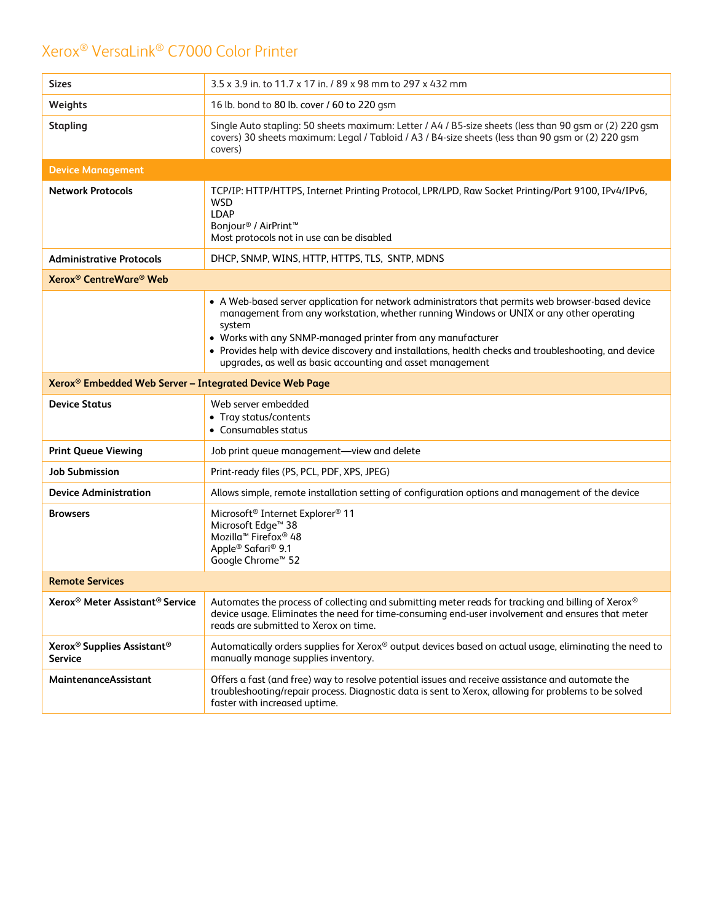# Xerox® VersaLink® C7000 Color Printer

| | |
|---|---|
| **Sizes** | 3.5 x 3.9 in. to 11.7 x 17 in. / 89 x 98 mm to 297 x 432 mm |
| **Weights** | 16 lb. bond to 80 lb. cover / 60 to 220 gsm |
| **Stapling** | Single Auto stapling: 50 sheets maximum: Letter / A4 / B5-size sheets (less than 90 gsm or (2) 220 gsm covers) 30 sheets maximum: Legal / Tabloid / A3 / B4-size sheets (less than 90 gsm or (2) 220 gsm covers) |
| **Device Management** | |
| **Network Protocols** | TCP/IP: HTTP/HTTPS, Internet Printing Protocol, LPR/LPD, Raw Socket Printing/Port 9100, IPv4/IPv6, WSD<br>LDAP<br>Bonjour® / AirPrint™<br>Most protocols not in use can be disabled |
| **Administrative Protocols** | DHCP, SNMP, WINS, HTTP, HTTPS, TLS, SNTP, MDNS |
| **Xerox® CentreWare® Web** | |
| | • A Web-based server application for network administrators that permits web browser-based device management from any workstation, whether running Windows or UNIX or any other operating system<br>• Works with any SNMP-managed printer from any manufacturer<br>• Provides help with device discovery and installations, health checks and troubleshooting, and device upgrades, as well as basic accounting and asset management |
| **Xerox® Embedded Web Server – Integrated Device Web Page** | |
| **Device Status** | Web server embedded<br>• Tray status/contents<br>• Consumables status |
| **Print Queue Viewing** | Job print queue management—view and delete |
| **Job Submission** | Print-ready files (PS, PCL, PDF, XPS, JPEG) |
| **Device Administration** | Allows simple, remote installation setting of configuration options and management of the device |
| **Browsers** | Microsoft® Internet Explorer® 11<br>Microsoft Edge™ 38<br>Mozilla™ Firefox® 48<br>Apple® Safari® 9.1<br>Google Chrome™ 52 |
| **Remote Services** | |
| **Xerox® Meter Assistant® Service** | Automates the process of collecting and submitting meter reads for tracking and billing of Xerox® device usage. Eliminates the need for time-consuming end-user involvement and ensures that meter reads are submitted to Xerox on time. |
| **Xerox® Supplies Assistant® Service** | Automatically orders supplies for Xerox® output devices based on actual usage, eliminating the need to manually manage supplies inventory. |
| **MaintenanceAssistant** | Offers a fast (and free) way to resolve potential issues and receive assistance and automate the troubleshooting/repair process. Diagnostic data is sent to Xerox, allowing for problems to be solved faster with increased uptime. |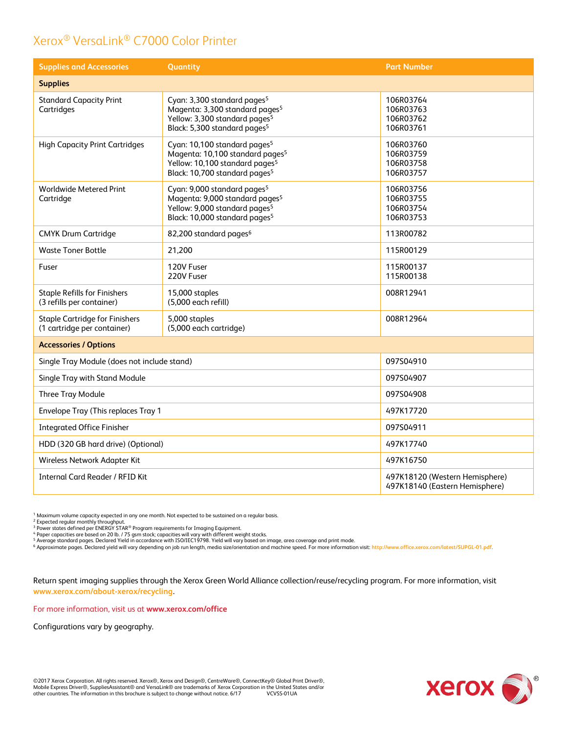# Xerox® VersaLink® C7000 Color Printer

| Supplies and Accessories | Quantity | Part Number |
|---|---|---|
| **Supplies** | | |
| Standard Capacity Print Cartridges | Cyan: 3,300 standard pages[5]<br>Magenta: 3,300 standard pages[5]<br>Yellow: 3,300 standard pages[5]<br>Black: 5,300 standard pages[5] | 106R03764<br>106R03763<br>106R03762<br>106R03761 |
| High Capacity Print Cartridges | Cyan: 10,100 standard pages[5]<br>Magenta: 10,100 standard pages[5]<br>Yellow: 10,100 standard pages[5]<br>Black: 10,700 standard pages[5] | 106R03760<br>106R03759<br>106R03758<br>106R03757 |
| Worldwide Metered Print Cartridge | Cyan: 9,000 standard pages[5]<br>Magenta: 9,000 standard pages[5]<br>Yellow: 9,000 standard pages[5]<br>Black: 10,000 standard pages[5] | 106R03756<br>106R03755<br>106R03754<br>106R03753 |
| CMYK Drum Cartridge | 82,200 standard pages[6] | 113R00782 |
| Waste Toner Bottle | 21,200 | 115R00129 |
| Fuser | 120V Fuser<br>220V Fuser | 115R00137<br>115R00138 |
| Staple Refills for Finishers (3 refills per container) | 15,000 staples (5,000 each refill) | 008R12941 |
| Staple Cartridge for Finishers (1 cartridge per container) | 5,000 staples (5,000 each cartridge) | 008R12964 |
| **Accessories / Options** | | |
| Single Tray Module (does not include stand) | | 097S04910 |
| Single Tray with Stand Module | | 097S04907 |
| Three Tray Module | | 097S04908 |
| Envelope Tray (This replaces Tray 1 | | 497K17720 |
| Integrated Office Finisher | | 097S04911 |
| HDD (320 GB hard drive) (Optional) | | 497K17740 |
| Wireless Network Adapter Kit | | 497K16750 |
| Internal Card Reader / RFID Kit | | 497K18120 (Western Hemisphere)<br>497K18140 (Eastern Hemisphere) |

[1] Maximum volume capacity expected in any one month. Not expected to be sustained on a regular basis.
[2] Expected regular monthly throughput.
[3] Power states defined per ENERGY STAR® Program requirements for Imaging Equipment.
[4] Paper capacities are based on 20 lb. / 75 gsm stock; capacities will vary with different weight stocks.
[5] Average standard pages. Declared Yield in accordance with ISO/IEC19798. Yield will vary based on image, area coverage and print mode.
[6] Approximate pages. Declared yield will vary depending on job run length, media size/orientation and machine speed. For more information visit: http://www.office.xerox.com/latest/SUPGL-01.pdf.

Return spent imaging supplies through the Xerox Green World Alliance collection/reuse/recycling program. For more information, visit **www.xerox.com/about-xerox/recycling**.

For more information, visit us at **www.xerox.com/office**

Configurations vary by geography.

©2017 Xerox Corporation. All rights reserved. Xerox®, Xerox and Design®, CentreWare®, ConnectKey® Global Print Driver®, Mobile Express Driver®, SuppliesAssistant® and VersaLink® are trademarks of Xerox Corporation in the United States and/or other countries. The information in this brochure is subject to change without notice. 6/17 VCVSS-01UA